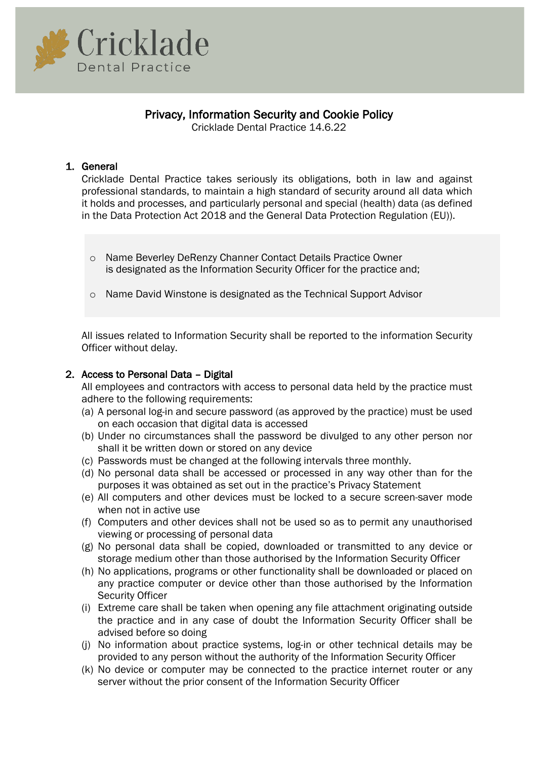Cricklade Dental Practice

# Privacy, Information Security and Cookie Policy

Cricklade Dental Practice 14.6.22

## 1. General

Cricklade Dental Practice takes seriously its obligations, both in law and against professional standards, to maintain a high standard of security around all data which it holds and processes, and particularly personal and special (health) data (as defined in the Data Protection Act 2018 and the General Data Protection Regulation (EU)).

- Name Beverley DeRenzy Channer Contact Details Practice Owner is designated as the Information Security Officer for the practice and;
- Name David Winstone is designated as the Technical Support Advisor

All issues related to Information Security shall be reported to the information Security Officer without delay.

## 2. Access to Personal Data – Digital

All employees and contractors with access to personal data held by the practice must adhere to the following requirements:

(a) A personal log-in and secure password (as approved by the practice) must be used on each occasion that digital data is accessed
(b) Under no circumstances shall the password be divulged to any other person nor shall it be written down or stored on any device
(c) Passwords must be changed at the following intervals three monthly.
(d) No personal data shall be accessed or processed in any way other than for the purposes it was obtained as set out in the practice's Privacy Statement
(e) All computers and other devices must be locked to a secure screen-saver mode when not in active use
(f) Computers and other devices shall not be used so as to permit any unauthorised viewing or processing of personal data
(g) No personal data shall be copied, downloaded or transmitted to any device or storage medium other than those authorised by the Information Security Officer
(h) No applications, programs or other functionality shall be downloaded or placed on any practice computer or device other than those authorised by the Information Security Officer
(i) Extreme care shall be taken when opening any file attachment originating outside the practice and in any case of doubt the Information Security Officer shall be advised before so doing
(j) No information about practice systems, log-in or other technical details may be provided to any person without the authority of the Information Security Officer
(k) No device or computer may be connected to the practice internet router or any server without the prior consent of the Information Security Officer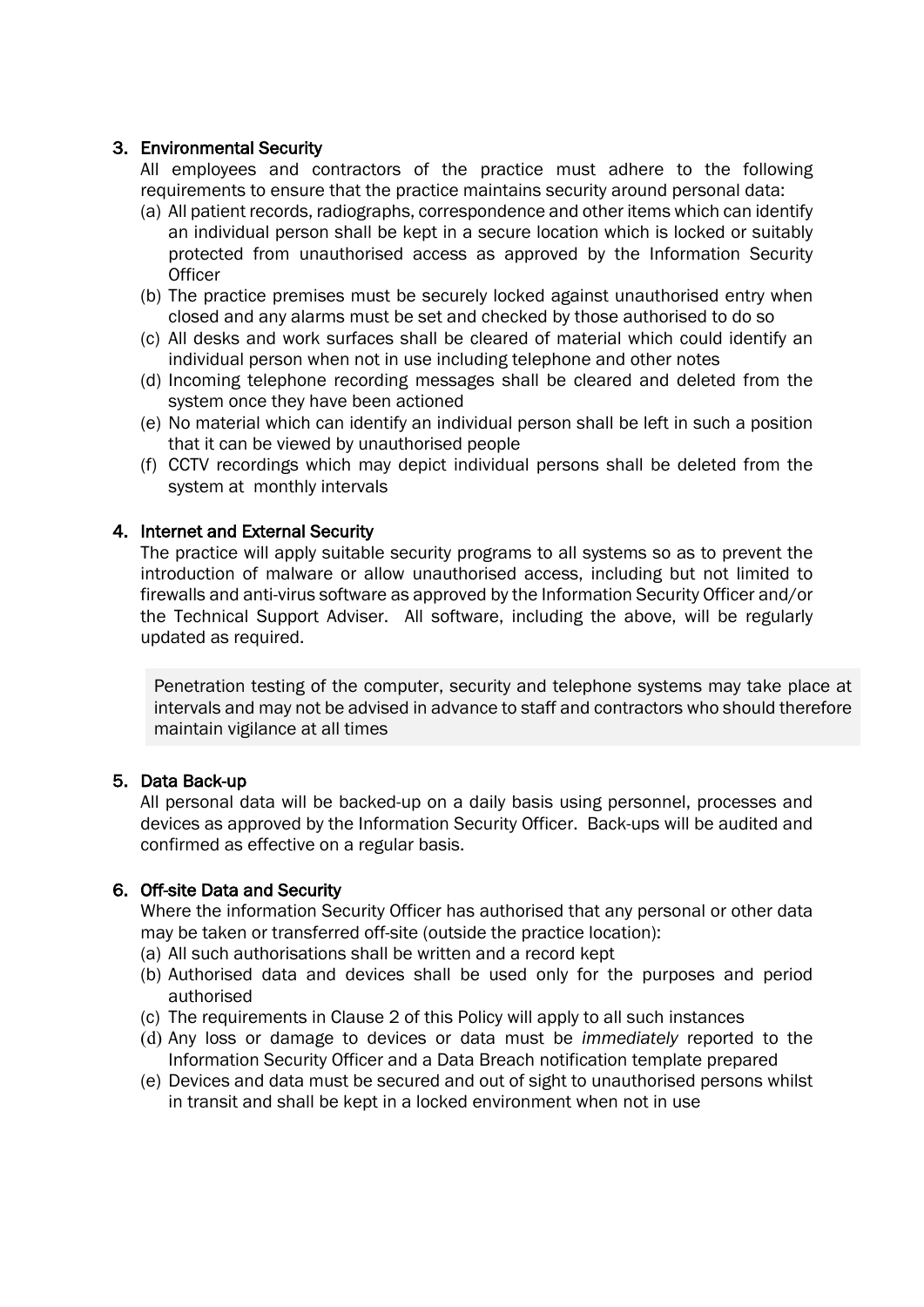## 3. Environmental Security

All employees and contractors of the practice must adhere to the following requirements to ensure that the practice maintains security around personal data:

(a) All patient records, radiographs, correspondence and other items which can identify an individual person shall be kept in a secure location which is locked or suitably protected from unauthorised access as approved by the Information Security Officer

(b) The practice premises must be securely locked against unauthorised entry when closed and any alarms must be set and checked by those authorised to do so

(c) All desks and work surfaces shall be cleared of material which could identify an individual person when not in use including telephone and other notes

(d) Incoming telephone recording messages shall be cleared and deleted from the system once they have been actioned

(e) No material which can identify an individual person shall be left in such a position that it can be viewed by unauthorised people

(f) CCTV recordings which may depict individual persons shall be deleted from the system at monthly intervals

## 4. Internet and External Security

The practice will apply suitable security programs to all systems so as to prevent the introduction of malware or allow unauthorised access, including but not limited to firewalls and anti-virus software as approved by the Information Security Officer and/or the Technical Support Adviser. All software, including the above, will be regularly updated as required.

> Penetration testing of the computer, security and telephone systems may take place at intervals and may not be advised in advance to staff and contractors who should therefore maintain vigilance at all times

## 5. Data Back-up

All personal data will be backed-up on a daily basis using personnel, processes and devices as approved by the Information Security Officer. Back-ups will be audited and confirmed as effective on a regular basis.

## 6. Off-site Data and Security

Where the information Security Officer has authorised that any personal or other data may be taken or transferred off-site (outside the practice location):

(a) All such authorisations shall be written and a record kept

(b) Authorised data and devices shall be used only for the purposes and period authorised

(c) The requirements in Clause 2 of this Policy will apply to all such instances

(d) Any loss or damage to devices or data must be *immediately* reported to the Information Security Officer and a Data Breach notification template prepared

(e) Devices and data must be secured and out of sight to unauthorised persons whilst in transit and shall be kept in a locked environment when not in use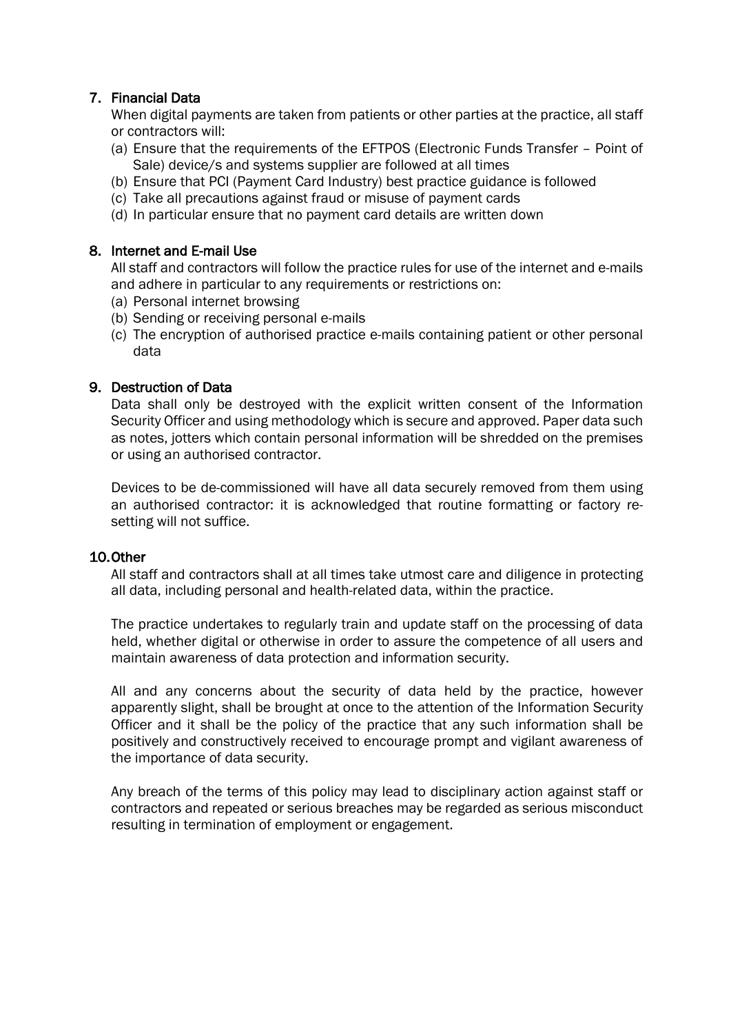## 7. Financial Data

When digital payments are taken from patients or other parties at the practice, all staff or contractors will:

(a) Ensure that the requirements of the EFTPOS (Electronic Funds Transfer – Point of Sale) device/s and systems supplier are followed at all times
(b) Ensure that PCI (Payment Card Industry) best practice guidance is followed
(c) Take all precautions against fraud or misuse of payment cards
(d) In particular ensure that no payment card details are written down

## 8. Internet and E-mail Use

All staff and contractors will follow the practice rules for use of the internet and e-mails and adhere in particular to any requirements or restrictions on:

(a) Personal internet browsing
(b) Sending or receiving personal e-mails
(c) The encryption of authorised practice e-mails containing patient or other personal data

## 9. Destruction of Data

Data shall only be destroyed with the explicit written consent of the Information Security Officer and using methodology which is secure and approved. Paper data such as notes, jotters which contain personal information will be shredded on the premises or using an authorised contractor.

Devices to be de-commissioned will have all data securely removed from them using an authorised contractor: it is acknowledged that routine formatting or factory re-setting will not suffice.

## 10. Other

All staff and contractors shall at all times take utmost care and diligence in protecting all data, including personal and health-related data, within the practice.

The practice undertakes to regularly train and update staff on the processing of data held, whether digital or otherwise in order to assure the competence of all users and maintain awareness of data protection and information security.

All and any concerns about the security of data held by the practice, however apparently slight, shall be brought at once to the attention of the Information Security Officer and it shall be the policy of the practice that any such information shall be positively and constructively received to encourage prompt and vigilant awareness of the importance of data security.

Any breach of the terms of this policy may lead to disciplinary action against staff or contractors and repeated or serious breaches may be regarded as serious misconduct resulting in termination of employment or engagement.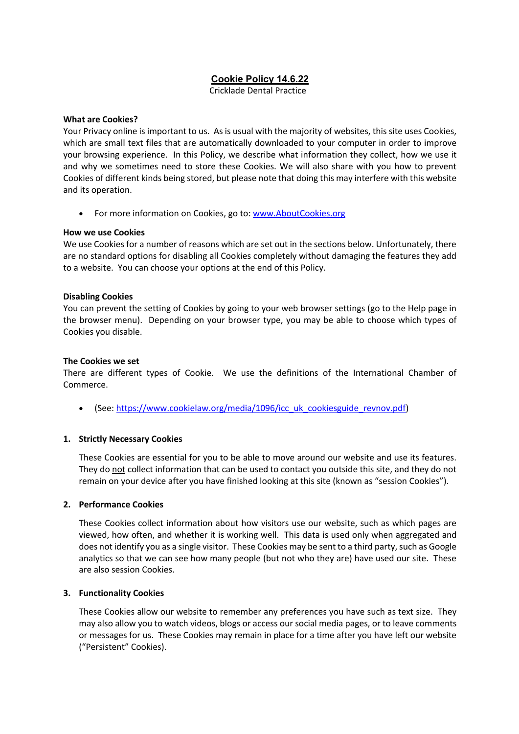# Cookie Policy 14.6.22

Cricklade Dental Practice

**What are Cookies?**

Your Privacy online is important to us. As is usual with the majority of websites, this site uses Cookies, which are small text files that are automatically downloaded to your computer in order to improve your browsing experience. In this Policy, we describe what information they collect, how we use it and why we sometimes need to store these Cookies. We will also share with you how to prevent Cookies of different kinds being stored, but please note that doing this may interfere with this website and its operation.

- For more information on Cookies, go to: [www.AboutCookies.org](www.AboutCookies.org)

**How we use Cookies**

We use Cookies for a number of reasons which are set out in the sections below. Unfortunately, there are no standard options for disabling all Cookies completely without damaging the features they add to a website. You can choose your options at the end of this Policy.

**Disabling Cookies**

You can prevent the setting of Cookies by going to your web browser settings (go to the Help page in the browser menu). Depending on your browser type, you may be able to choose which types of Cookies you disable.

**The Cookies we set**

There are different types of Cookie. We use the definitions of the International Chamber of Commerce.

- (See: [https://www.cookielaw.org/media/1096/icc_uk_cookiesguide_revnov.pdf](https://www.cookielaw.org/media/1096/icc_uk_cookiesguide_revnov.pdf))

1. **Strictly Necessary Cookies**

   These Cookies are essential for you to be able to move around our website and use its features. They do <u>not</u> collect information that can be used to contact you outside this site, and they do not remain on your device after you have finished looking at this site (known as "session Cookies").

2. **Performance Cookies**

   These Cookies collect information about how visitors use our website, such as which pages are viewed, how often, and whether it is working well. This data is used only when aggregated and does not identify you as a single visitor. These Cookies may be sent to a third party, such as Google analytics so that we can see how many people (but not who they are) have used our site. These are also session Cookies.

3. **Functionality Cookies**

   These Cookies allow our website to remember any preferences you have such as text size. They may also allow you to watch videos, blogs or access our social media pages, or to leave comments or messages for us. These Cookies may remain in place for a time after you have left our website ("Persistent" Cookies).